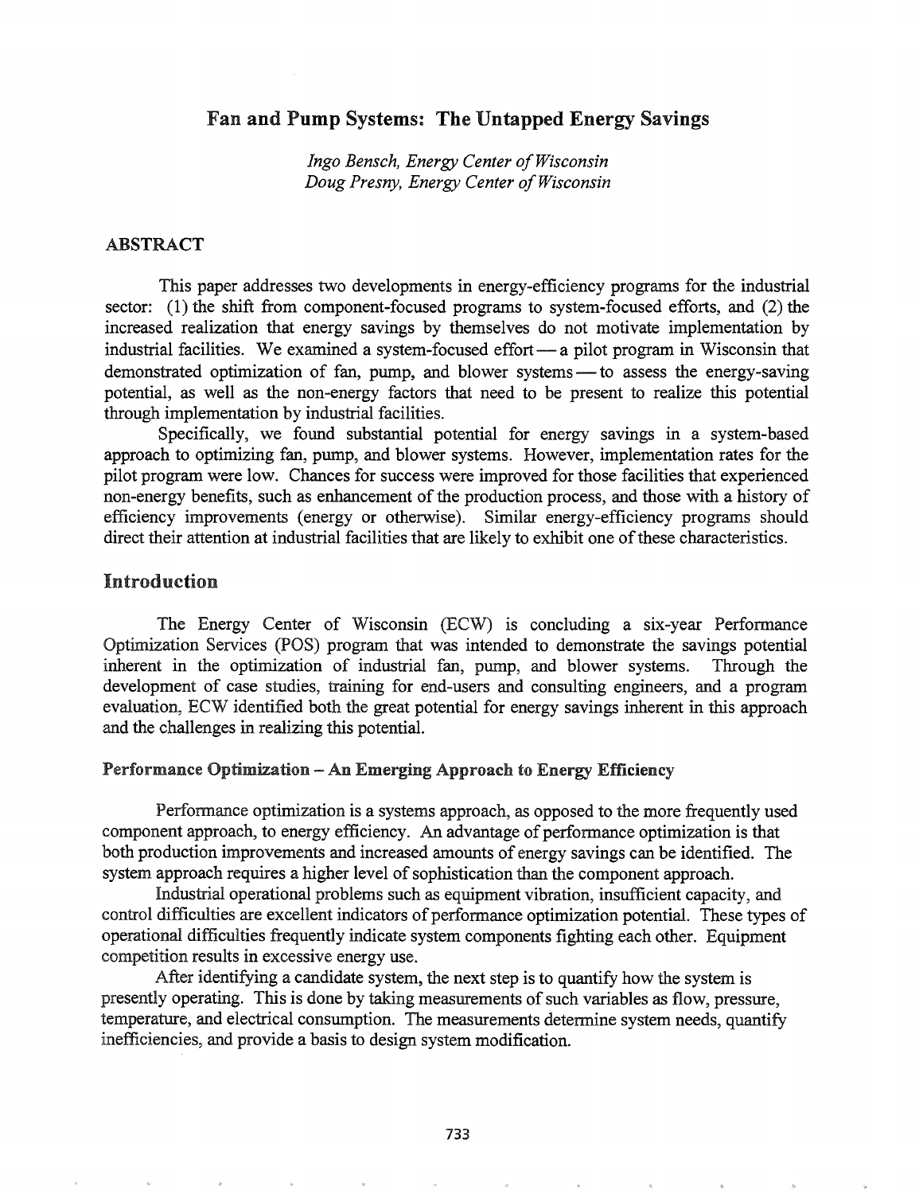# Fan and Pump Systems: The Untapped Energy Savings

*Ingo Bensch, Energy Center of Wisconsin*
*Doug Presny, Energy Center of Wisconsin*

## ABSTRACT

This paper addresses two developments in energy-efficiency programs for the industrial sector: (1) the shift from component-focused programs to system-focused efforts, and (2) the increased realization that energy savings by themselves do not motivate implementation by industrial facilities. We examined a system-focused effort — a pilot program in Wisconsin that demonstrated optimization of fan, pump, and blower systems — to assess the energy-saving potential, as well as the non-energy factors that need to be present to realize this potential through implementation by industrial facilities.

Specifically, we found substantial potential for energy savings in a system-based approach to optimizing fan, pump, and blower systems. However, implementation rates for the pilot program were low. Chances for success were improved for those facilities that experienced non-energy benefits, such as enhancement of the production process, and those with a history of efficiency improvements (energy or otherwise). Similar energy-efficiency programs should direct their attention at industrial facilities that are likely to exhibit one of these characteristics.

## Introduction

The Energy Center of Wisconsin (ECW) is concluding a six-year Performance Optimization Services (POS) program that was intended to demonstrate the savings potential inherent in the optimization of industrial fan, pump, and blower systems. Through the development of case studies, training for end-users and consulting engineers, and a program evaluation, ECW identified both the great potential for energy savings inherent in this approach and the challenges in realizing this potential.

### Performance Optimization – An Emerging Approach to Energy Efficiency

Performance optimization is a systems approach, as opposed to the more frequently used component approach, to energy efficiency. An advantage of performance optimization is that both production improvements and increased amounts of energy savings can be identified. The system approach requires a higher level of sophistication than the component approach.

Industrial operational problems such as equipment vibration, insufficient capacity, and control difficulties are excellent indicators of performance optimization potential. These types of operational difficulties frequently indicate system components fighting each other. Equipment competition results in excessive energy use.

After identifying a candidate system, the next step is to quantify how the system is presently operating. This is done by taking measurements of such variables as flow, pressure, temperature, and electrical consumption. The measurements determine system needs, quantify inefficiencies, and provide a basis to design system modification.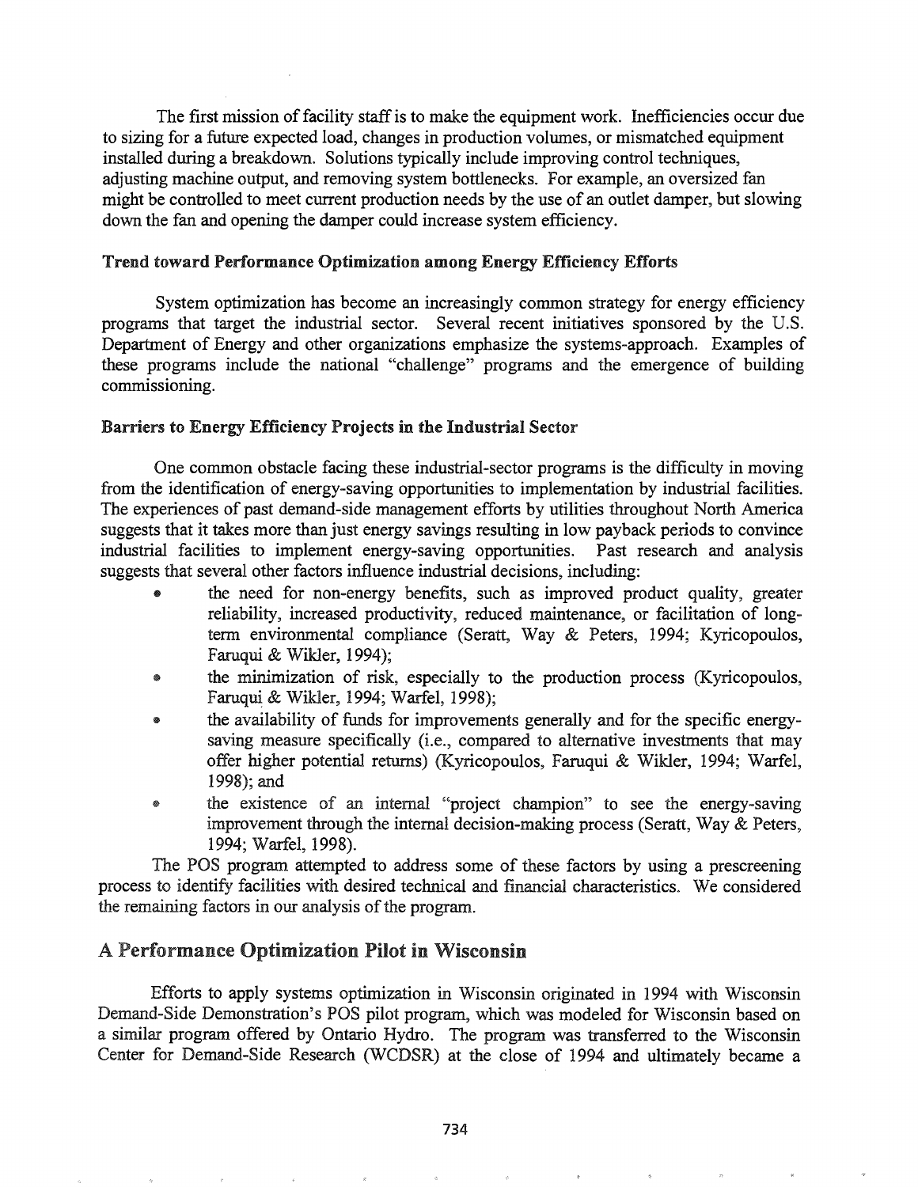The first mission of facility staff is to make the equipment work. Inefficiencies occur due to sizing for a future expected load, changes in production volumes, or mismatched equipment installed during a breakdown. Solutions typically include improving control techniques, adjusting machine output, and removing system bottlenecks. For example, an oversized fan might be controlled to meet current production needs by the use of an outlet damper, but slowing down the fan and opening the damper could increase system efficiency.

### Trend toward Performance Optimization among Energy Efficiency Efforts

System optimization has become an increasingly common strategy for energy efficiency programs that target the industrial sector. Several recent initiatives sponsored by the U.S. Department of Energy and other organizations emphasize the systems-approach. Examples of these programs include the national "challenge" programs and the emergence of building commissioning.

### Barriers to Energy Efficiency Projects in the Industrial Sector

One common obstacle facing these industrial-sector programs is the difficulty in moving from the identification of energy-saving opportunities to implementation by industrial facilities. The experiences of past demand-side management efforts by utilities throughout North America suggests that it takes more than just energy savings resulting in low payback periods to convince industrial facilities to implement energy-saving opportunities. Past research and analysis suggests that several other factors influence industrial decisions, including:

- the need for non-energy benefits, such as improved product quality, greater reliability, increased productivity, reduced maintenance, or facilitation of long-term environmental compliance (Seratt, Way & Peters, 1994; Kyricopoulos, Faruqui & Wikler, 1994);
- the minimization of risk, especially to the production process (Kyricopoulos, Faruqui & Wikler, 1994; Warfel, 1998);
- the availability of funds for improvements generally and for the specific energy-saving measure specifically (i.e., compared to alternative investments that may offer higher potential returns) (Kyricopoulos, Faruqui & Wikler, 1994; Warfel, 1998); and
- the existence of an internal "project champion" to see the energy-saving improvement through the internal decision-making process (Seratt, Way & Peters, 1994; Warfel, 1998).

The POS program attempted to address some of these factors by using a prescreening process to identify facilities with desired technical and financial characteristics. We considered the remaining factors in our analysis of the program.

## A Performance Optimization Pilot in Wisconsin

Efforts to apply systems optimization in Wisconsin originated in 1994 with Wisconsin Demand-Side Demonstration's POS pilot program, which was modeled for Wisconsin based on a similar program offered by Ontario Hydro. The program was transferred to the Wisconsin Center for Demand-Side Research (WCDSR) at the close of 1994 and ultimately became a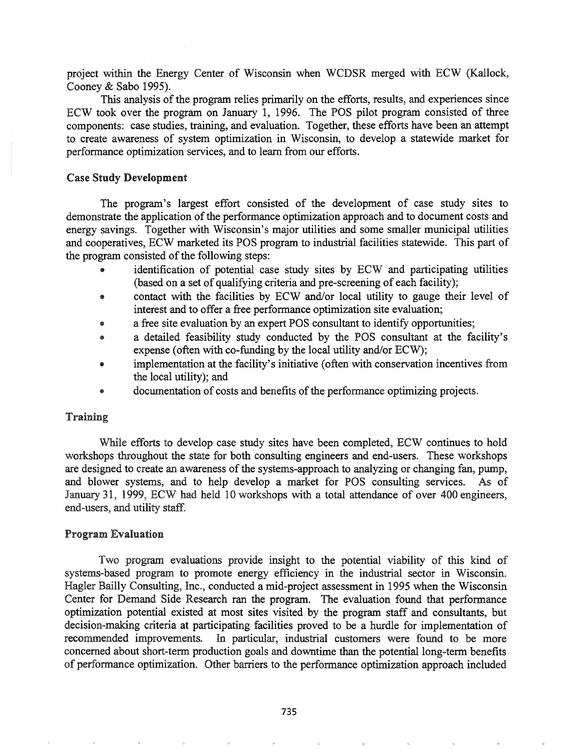project within the Energy Center of Wisconsin when WCDSR merged with ECW (Kallock, Cooney & Sabo 1995).

This analysis of the program relies primarily on the efforts, results, and experiences since ECW took over the program on January 1, 1996. The POS pilot program consisted of three components: case studies, training, and evaluation. Together, these efforts have been an attempt to create awareness of system optimization in Wisconsin, to develop a statewide market for performance optimization services, and to learn from our efforts.

### Case Study Development

The program's largest effort consisted of the development of case study sites to demonstrate the application of the performance optimization approach and to document costs and energy savings. Together with Wisconsin's major utilities and some smaller municipal utilities and cooperatives, ECW marketed its POS program to industrial facilities statewide. This part of the program consisted of the following steps:

- identification of potential case study sites by ECW and participating utilities (based on a set of qualifying criteria and pre-screening of each facility);
- contact with the facilities by ECW and/or local utility to gauge their level of interest and to offer a free performance optimization site evaluation;
- a free site evaluation by an expert POS consultant to identify opportunities;
- a detailed feasibility study conducted by the POS consultant at the facility's expense (often with co-funding by the local utility and/or ECW);
- implementation at the facility's initiative (often with conservation incentives from the local utility); and
- documentation of costs and benefits of the performance optimizing projects.

### Training

While efforts to develop case study sites have been completed, ECW continues to hold workshops throughout the state for both consulting engineers and end-users. These workshops are designed to create an awareness of the systems-approach to analyzing or changing fan, pump, and blower systems, and to help develop a market for POS consulting services. As of January 31, 1999, ECW had held 10 workshops with a total attendance of over 400 engineers, end-users, and utility staff.

### Program Evaluation

Two program evaluations provide insight to the potential viability of this kind of systems-based program to promote energy efficiency in the industrial sector in Wisconsin. Hagler Bailly Consulting, Inc., conducted a mid-project assessment in 1995 when the Wisconsin Center for Demand Side Research ran the program. The evaluation found that performance optimization potential existed at most sites visited by the program staff and consultants, but decision-making criteria at participating facilities proved to be a hurdle for implementation of recommended improvements. In particular, industrial customers were found to be more concerned about short-term production goals and downtime than the potential long-term benefits of performance optimization. Other barriers to the performance optimization approach included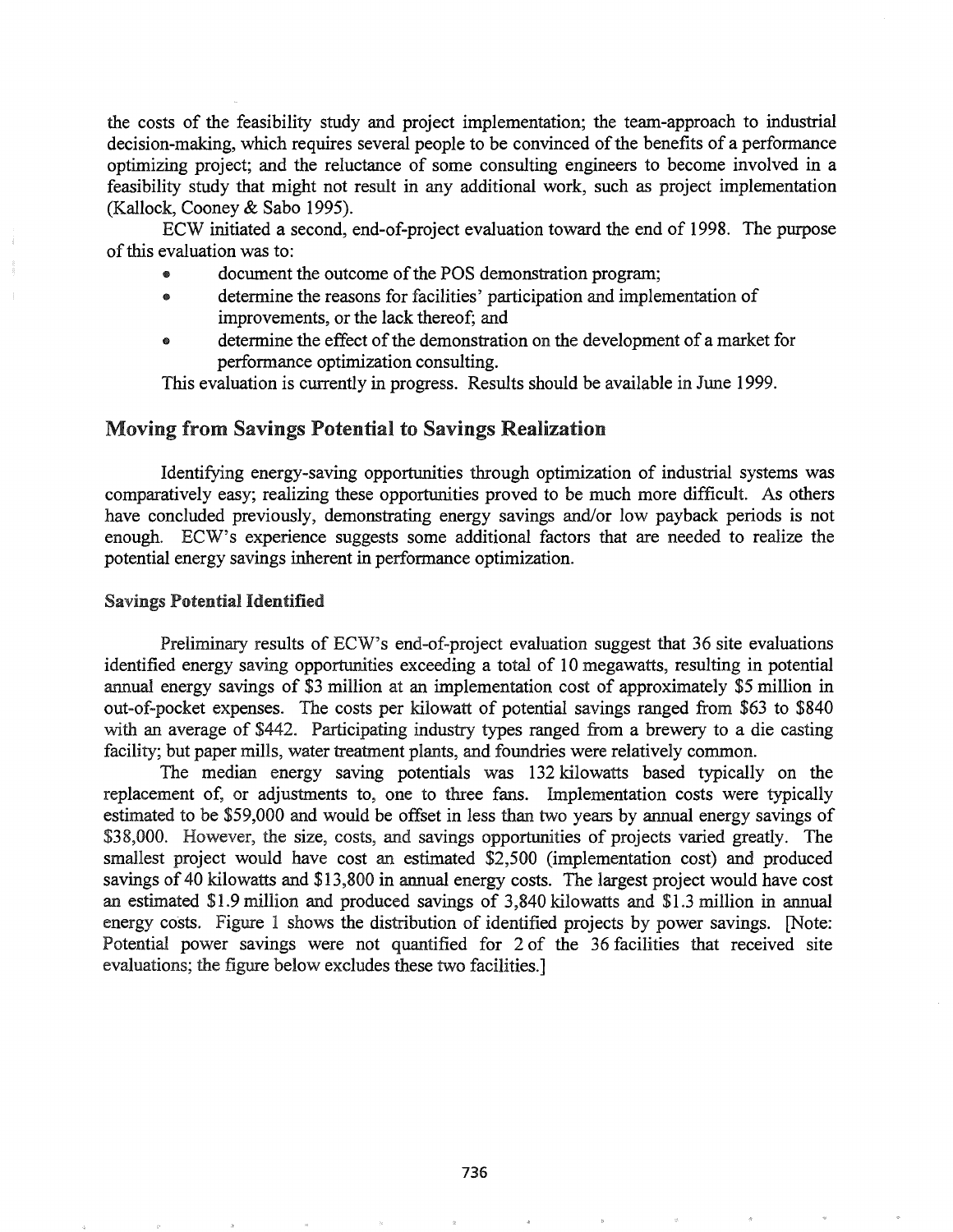the costs of the feasibility study and project implementation; the team-approach to industrial decision-making, which requires several people to be convinced of the benefits of a performance optimizing project; and the reluctance of some consulting engineers to become involved in a feasibility study that might not result in any additional work, such as project implementation (Kallock, Cooney & Sabo 1995).

ECW initiated a second, end-of-project evaluation toward the end of 1998. The purpose of this evaluation was to:

- document the outcome of the POS demonstration program;
- determine the reasons for facilities' participation and implementation of improvements, or the lack thereof; and
- determine the effect of the demonstration on the development of a market for performance optimization consulting.

This evaluation is currently in progress. Results should be available in June 1999.

## Moving from Savings Potential to Savings Realization

Identifying energy-saving opportunities through optimization of industrial systems was comparatively easy; realizing these opportunities proved to be much more difficult. As others have concluded previously, demonstrating energy savings and/or low payback periods is not enough. ECW's experience suggests some additional factors that are needed to realize the potential energy savings inherent in performance optimization.

### Savings Potential Identified

Preliminary results of ECW's end-of-project evaluation suggest that 36 site evaluations identified energy saving opportunities exceeding a total of 10 megawatts, resulting in potential annual energy savings of $3 million at an implementation cost of approximately $5 million in out-of-pocket expenses. The costs per kilowatt of potential savings ranged from $63 to $840 with an average of $442. Participating industry types ranged from a brewery to a die casting facility; but paper mills, water treatment plants, and foundries were relatively common.

The median energy saving potentials was 132 kilowatts based typically on the replacement of, or adjustments to, one to three fans. Implementation costs were typically estimated to be $59,000 and would be offset in less than two years by annual energy savings of $38,000. However, the size, costs, and savings opportunities of projects varied greatly. The smallest project would have cost an estimated $2,500 (implementation cost) and produced savings of 40 kilowatts and $13,800 in annual energy costs. The largest project would have cost an estimated $1.9 million and produced savings of 3,840 kilowatts and $1.3 million in annual energy costs. Figure 1 shows the distribution of identified projects by power savings. [Note: Potential power savings were not quantified for 2 of the 36 facilities that received site evaluations; the figure below excludes these two facilities.]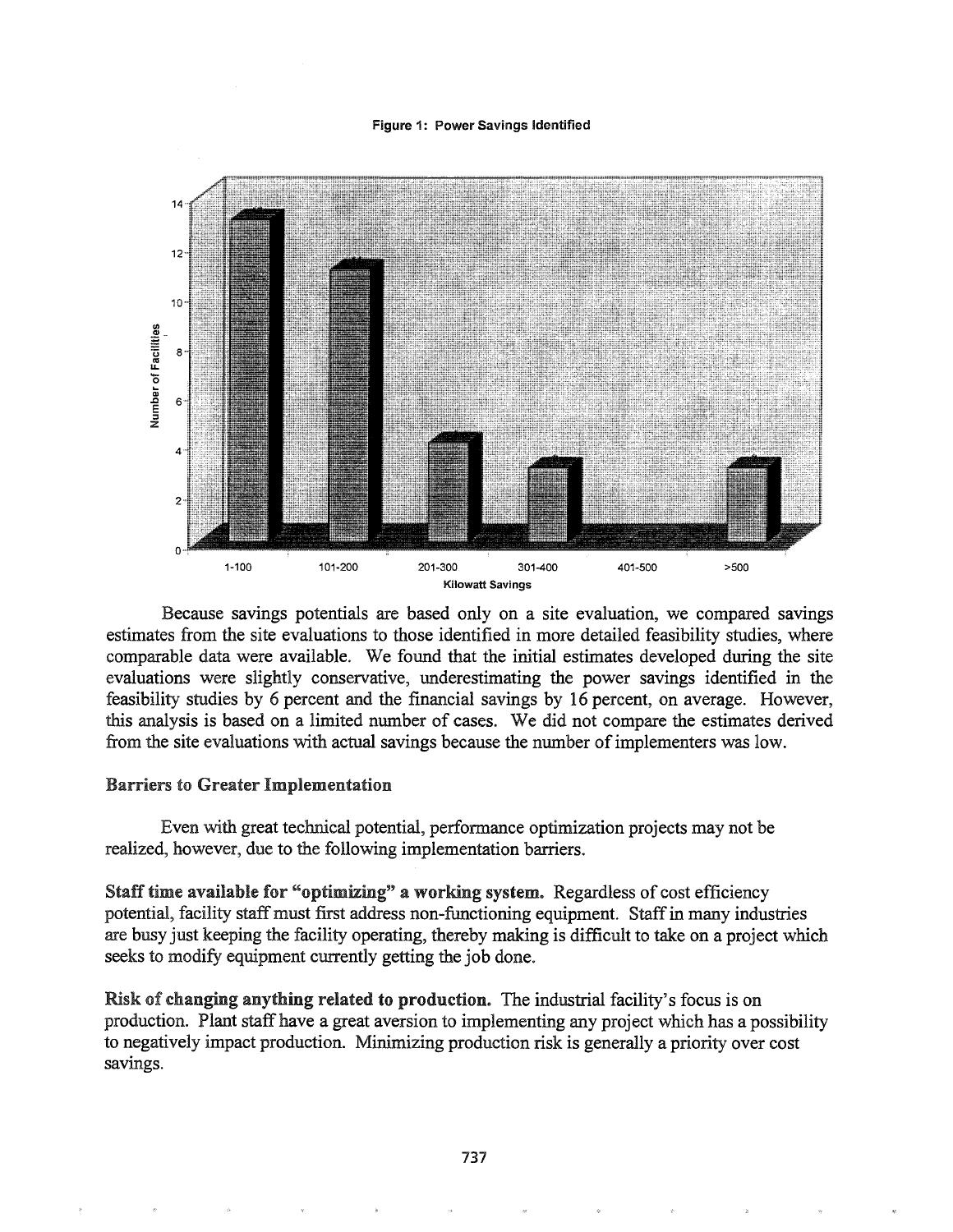Figure 1: Power Savings Identified

Because savings potentials are based only on a site evaluation, we compared savings estimates from the site evaluations to those identified in more detailed feasibility studies, where comparable data were available. We found that the initial estimates developed during the site evaluations were slightly conservative, underestimating the power savings identified in the feasibility studies by 6 percent and the financial savings by 16 percent, on average. However, this analysis is based on a limited number of cases. We did not compare the estimates derived from the site evaluations with actual savings because the number of implementers was low.

## Barriers to Greater Implementation

Even with great technical potential, performance optimization projects may not be realized, however, due to the following implementation barriers.

**Staff time available for "optimizing" a working system.** Regardless of cost efficiency potential, facility staff must first address non-functioning equipment. Staff in many industries are busy just keeping the facility operating, thereby making is difficult to take on a project which seeks to modify equipment currently getting the job done.

**Risk of changing anything related to production.** The industrial facility's focus is on production. Plant staff have a great aversion to implementing any project which has a possibility to negatively impact production. Minimizing production risk is generally a priority over cost savings.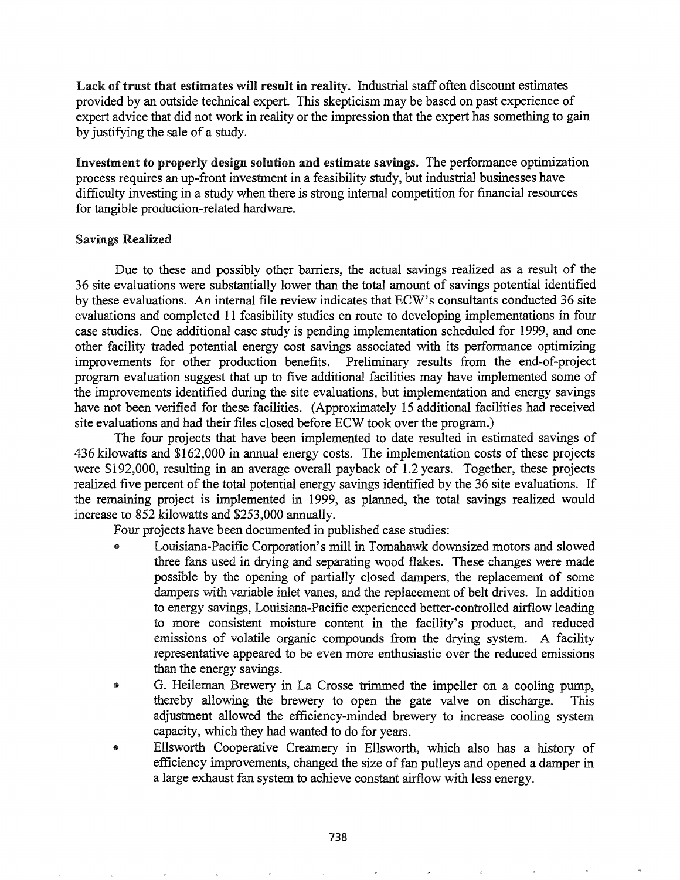**Lack of trust that estimates will result in reality.** Industrial staff often discount estimates provided by an outside technical expert. This skepticism may be based on past experience of expert advice that did not work in reality or the impression that the expert has something to gain by justifying the sale of a study.

**Investment to properly design solution and estimate savings.** The performance optimization process requires an up-front investment in a feasibility study, but industrial businesses have difficulty investing in a study when there is strong internal competition for financial resources for tangible production-related hardware.

### Savings Realized

Due to these and possibly other barriers, the actual savings realized as a result of the 36 site evaluations were substantially lower than the total amount of savings potential identified by these evaluations. An internal file review indicates that ECW's consultants conducted 36 site evaluations and completed 11 feasibility studies en route to developing implementations in four case studies. One additional case study is pending implementation scheduled for 1999, and one other facility traded potential energy cost savings associated with its performance optimizing improvements for other production benefits. Preliminary results from the end-of-project program evaluation suggest that up to five additional facilities may have implemented some of the improvements identified during the site evaluations, but implementation and energy savings have not been verified for these facilities. (Approximately 15 additional facilities had received site evaluations and had their files closed before ECW took over the program.)

The four projects that have been implemented to date resulted in estimated savings of 436 kilowatts and $162,000 in annual energy costs. The implementation costs of these projects were $192,000, resulting in an average overall payback of 1.2 years. Together, these projects realized five percent of the total potential energy savings identified by the 36 site evaluations. If the remaining project is implemented in 1999, as planned, the total savings realized would increase to 852 kilowatts and $253,000 annually.

Four projects have been documented in published case studies:

- Louisiana-Pacific Corporation's mill in Tomahawk downsized motors and slowed three fans used in drying and separating wood flakes. These changes were made possible by the opening of partially closed dampers, the replacement of some dampers with variable inlet vanes, and the replacement of belt drives. In addition to energy savings, Louisiana-Pacific experienced better-controlled airflow leading to more consistent moisture content in the facility's product, and reduced emissions of volatile organic compounds from the drying system. A facility representative appeared to be even more enthusiastic over the reduced emissions than the energy savings.
- G. Heileman Brewery in La Crosse trimmed the impeller on a cooling pump, thereby allowing the brewery to open the gate valve on discharge. This adjustment allowed the efficiency-minded brewery to increase cooling system capacity, which they had wanted to do for years.
- Ellsworth Cooperative Creamery in Ellsworth, which also has a history of efficiency improvements, changed the size of fan pulleys and opened a damper in a large exhaust fan system to achieve constant airflow with less energy.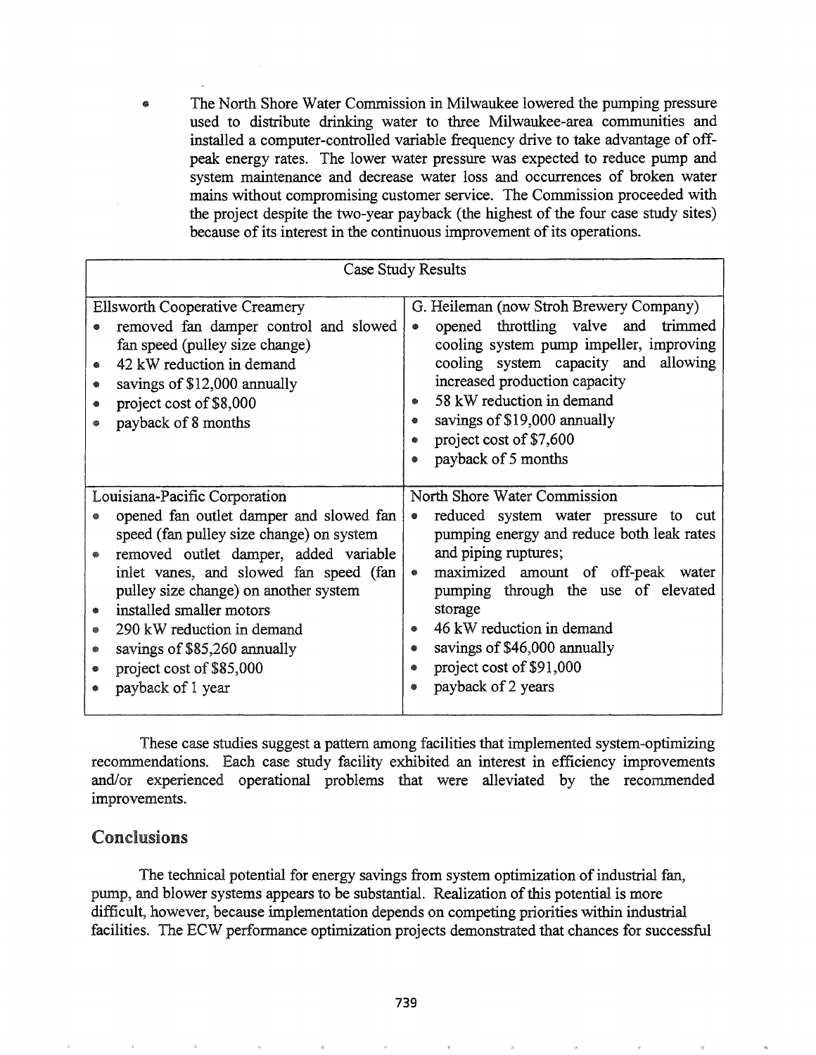- The North Shore Water Commission in Milwaukee lowered the pumping pressure used to distribute drinking water to three Milwaukee-area communities and installed a computer-controlled variable frequency drive to take advantage of off-peak energy rates. The lower water pressure was expected to reduce pump and system maintenance and decrease water loss and occurrences of broken water mains without compromising customer service. The Commission proceeded with the project despite the two-year payback (the highest of the four case study sites) because of its interest in the continuous improvement of its operations.

| Case Study Results | |
|---|---|
| Ellsworth Cooperative Creamery<br>• removed fan damper control and slowed fan speed (pulley size change)<br>• 42 kW reduction in demand<br>• savings of $12,000 annually<br>• project cost of $8,000<br>• payback of 8 months | G. Heileman (now Stroh Brewery Company)<br>• opened throttling valve and trimmed cooling system pump impeller, improving cooling system capacity and allowing increased production capacity<br>• 58 kW reduction in demand<br>• savings of $19,000 annually<br>• project cost of $7,600<br>• payback of 5 months |
| Louisiana-Pacific Corporation<br>• opened fan outlet damper and slowed fan speed (fan pulley size change) on system<br>• removed outlet damper, added variable inlet vanes, and slowed fan speed (fan pulley size change) on another system<br>• installed smaller motors<br>• 290 kW reduction in demand<br>• savings of $85,260 annually<br>• project cost of $85,000<br>• payback of 1 year | North Shore Water Commission<br>• reduced system water pressure to cut pumping energy and reduce both leak rates and piping ruptures;<br>• maximized amount of off-peak water pumping through the use of elevated storage<br>• 46 kW reduction in demand<br>• savings of $46,000 annually<br>• project cost of $91,000<br>• payback of 2 years |

These case studies suggest a pattern among facilities that implemented system-optimizing recommendations. Each case study facility exhibited an interest in efficiency improvements and/or experienced operational problems that were alleviated by the recommended improvements.

## Conclusions

The technical potential for energy savings from system optimization of industrial fan, pump, and blower systems appears to be substantial. Realization of this potential is more difficult, however, because implementation depends on competing priorities within industrial facilities. The ECW performance optimization projects demonstrated that chances for successful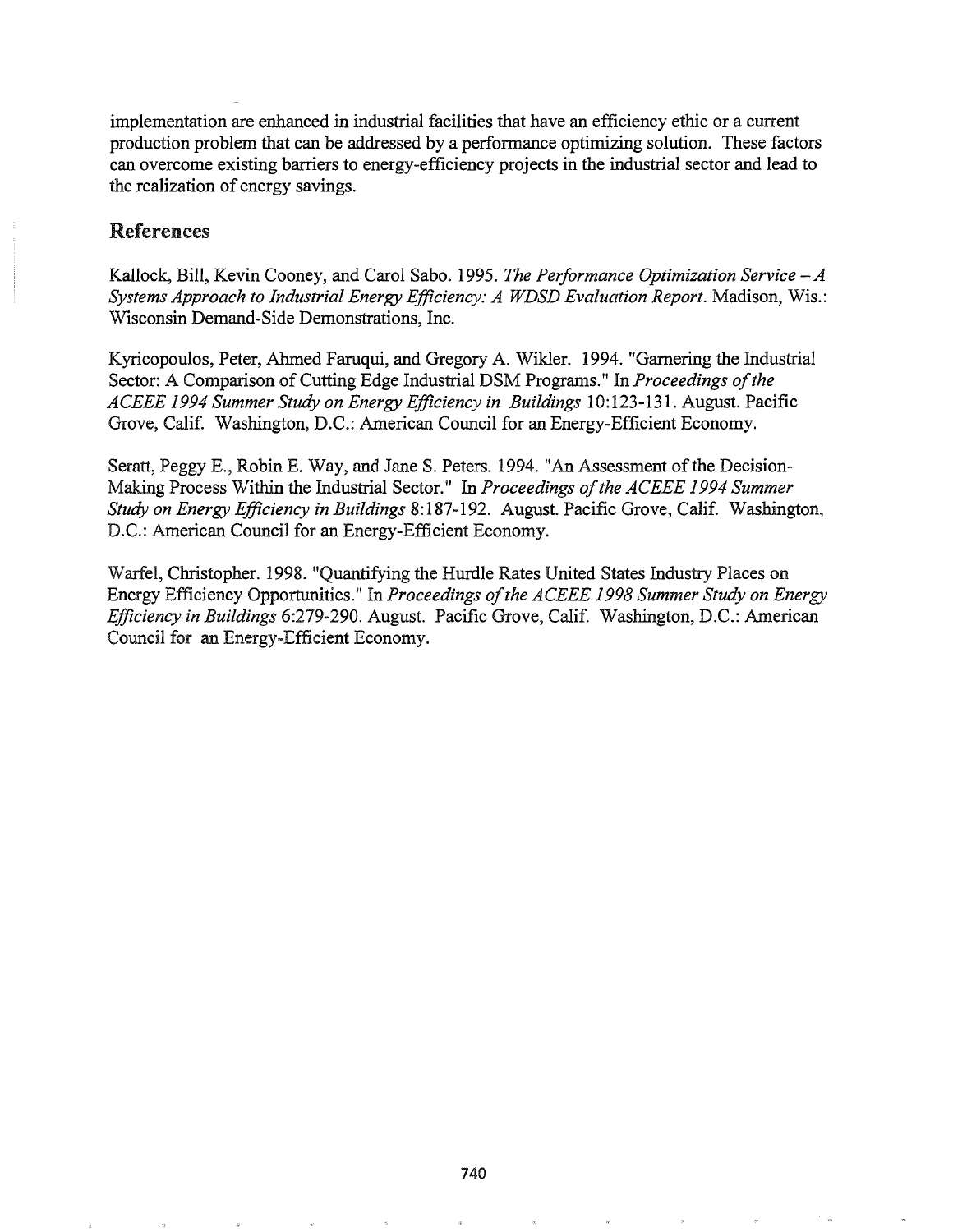implementation are enhanced in industrial facilities that have an efficiency ethic or a current production problem that can be addressed by a performance optimizing solution. These factors can overcome existing barriers to energy-efficiency projects in the industrial sector and lead to the realization of energy savings.

## References

Kallock, Bill, Kevin Cooney, and Carol Sabo. 1995. *The Performance Optimization Service – A Systems Approach to Industrial Energy Efficiency: A WDSD Evaluation Report.* Madison, Wis.: Wisconsin Demand-Side Demonstrations, Inc.

Kyricopoulos, Peter, Ahmed Faruqui, and Gregory A. Wikler. 1994. "Garnering the Industrial Sector: A Comparison of Cutting Edge Industrial DSM Programs." In *Proceedings of the ACEEE 1994 Summer Study on Energy Efficiency in Buildings* 10:123-131. August. Pacific Grove, Calif. Washington, D.C.: American Council for an Energy-Efficient Economy.

Seratt, Peggy E., Robin E. Way, and Jane S. Peters. 1994. "An Assessment of the Decision-Making Process Within the Industrial Sector." In *Proceedings of the ACEEE 1994 Summer Study on Energy Efficiency in Buildings* 8:187-192. August. Pacific Grove, Calif. Washington, D.C.: American Council for an Energy-Efficient Economy.

Warfel, Christopher. 1998. "Quantifying the Hurdle Rates United States Industry Places on Energy Efficiency Opportunities." In *Proceedings of the ACEEE 1998 Summer Study on Energy Efficiency in Buildings* 6:279-290. August. Pacific Grove, Calif. Washington, D.C.: American Council for an Energy-Efficient Economy.